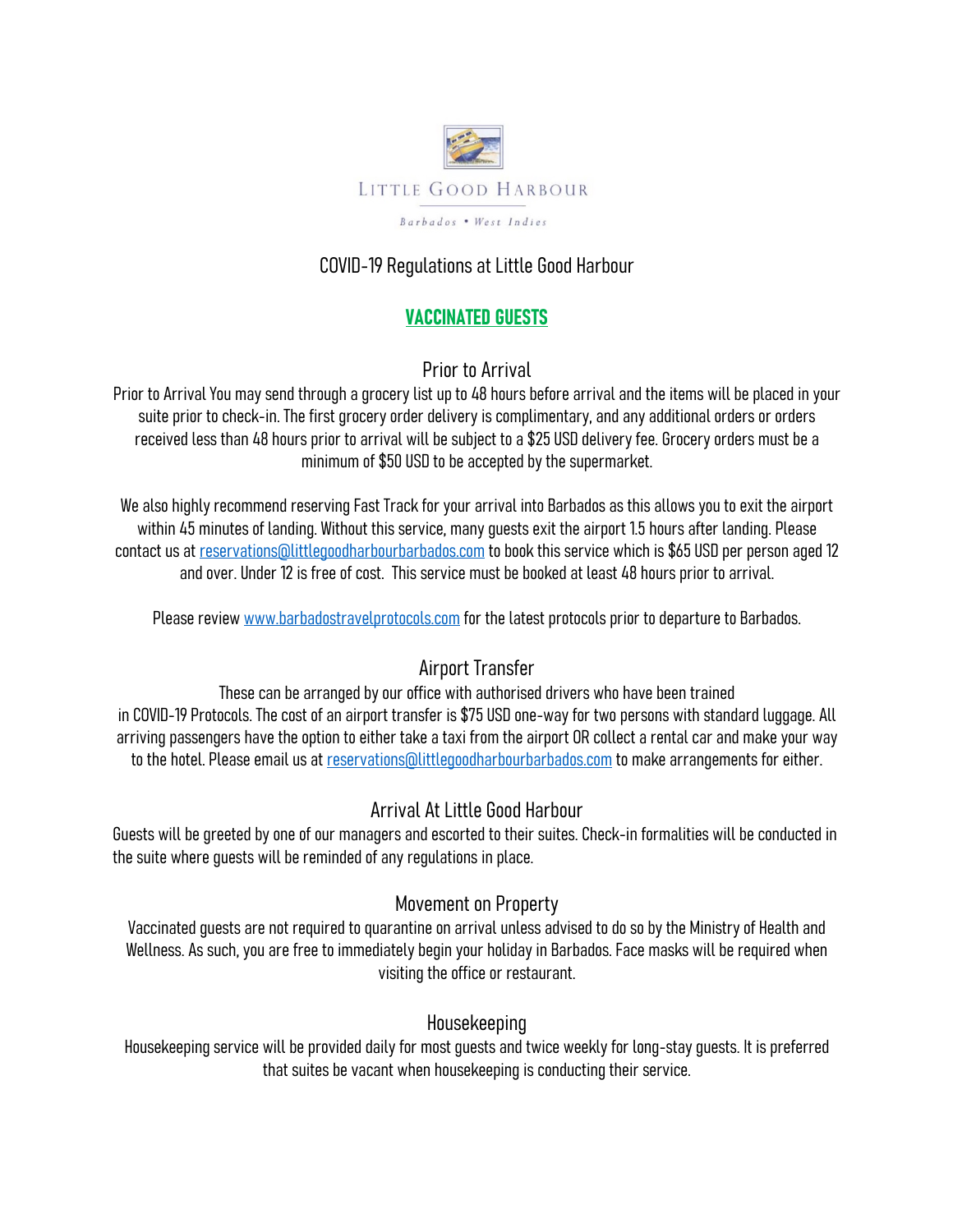LITTLE GOOD HARBOUR

Barbados • West Indies

# COVID-19 Regulations at Little Good Harbour

## VACCINATED GUESTS

### Prior to Arrival

Prior to Arrival You may send through a grocery list up to 48 hours before arrival and the items will be placed in your suite prior to check-in. The first grocery order delivery is complimentary, and any additional orders or orders received less than 48 hours prior to arrival will be subject to a $25 USD delivery fee. Grocery orders must be a minimum of $50 USD to be accepted by the supermarket.

We also highly recommend reserving Fast Track for your arrival into Barbados as this allows you to exit the airport within 45 minutes of landing. Without this service, many guests exit the airport 1.5 hours after landing. Please contact us at reservations@littlegoodharbourbarbados.com to book this service which is $65 USD per person aged 12 and over. Under 12 is free of cost. This service must be booked at least 48 hours prior to arrival.

Please review www.barbadostravelprotocols.com for the latest protocols prior to departure to Barbados.

### Airport Transfer

These can be arranged by our office with authorised drivers who have been trained in COVID-19 Protocols. The cost of an airport transfer is $75 USD one-way for two persons with standard luggage. All arriving passengers have the option to either take a taxi from the airport OR collect a rental car and make your way to the hotel. Please email us at reservations@littlegoodharbourbarbados.com to make arrangements for either.

### Arrival At Little Good Harbour

Guests will be greeted by one of our managers and escorted to their suites. Check-in formalities will be conducted in the suite where guests will be reminded of any regulations in place.

### Movement on Property

Vaccinated guests are not required to quarantine on arrival unless advised to do so by the Ministry of Health and Wellness. As such, you are free to immediately begin your holiday in Barbados. Face masks will be required when visiting the office or restaurant.

### Housekeeping

Housekeeping service will be provided daily for most guests and twice weekly for long-stay guests. It is preferred that suites be vacant when housekeeping is conducting their service.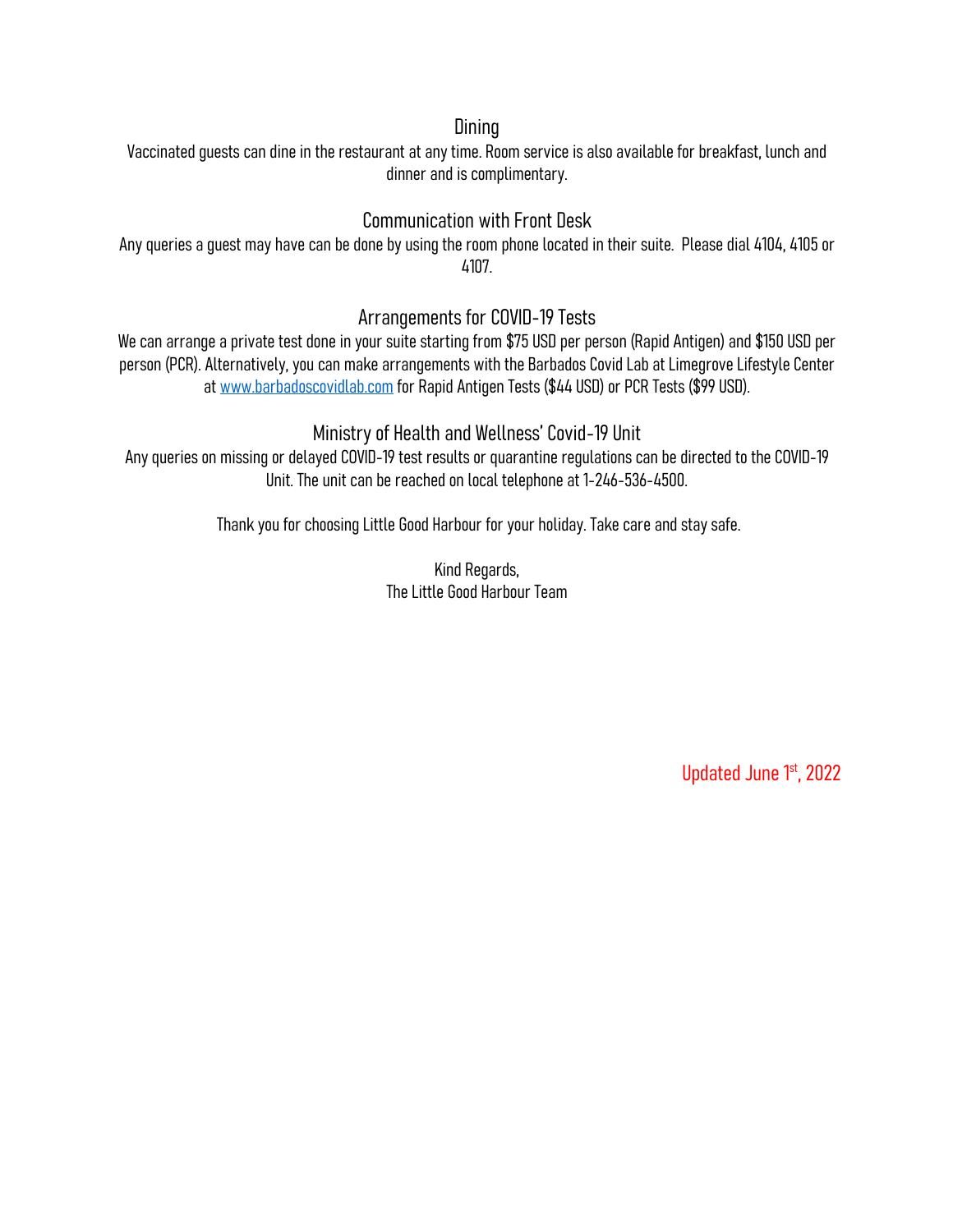## Dining

Vaccinated guests can dine in the restaurant at any time. Room service is also available for breakfast, lunch and dinner and is complimentary.

## Communication with Front Desk

Any queries a guest may have can be done by using the room phone located in their suite. Please dial 4104, 4105 or 4107.

## Arrangements for COVID-19 Tests

We can arrange a private test done in your suite starting from $75 USD per person (Rapid Antigen) and $150 USD per person (PCR). Alternatively, you can make arrangements with the Barbados Covid Lab at Limegrove Lifestyle Center at [www.barbadoscovidlab.com](http://www.barbadoscovidlab.com) for Rapid Antigen Tests ($44 USD) or PCR Tests ($99 USD).

## Ministry of Health and Wellness' Covid-19 Unit

Any queries on missing or delayed COVID-19 test results or quarantine regulations can be directed to the COVID-19 Unit. The unit can be reached on local telephone at 1-246-536-4500.

Thank you for choosing Little Good Harbour for your holiday. Take care and stay safe.

Kind Regards,
The Little Good Harbour Team

Updated June 1st, 2022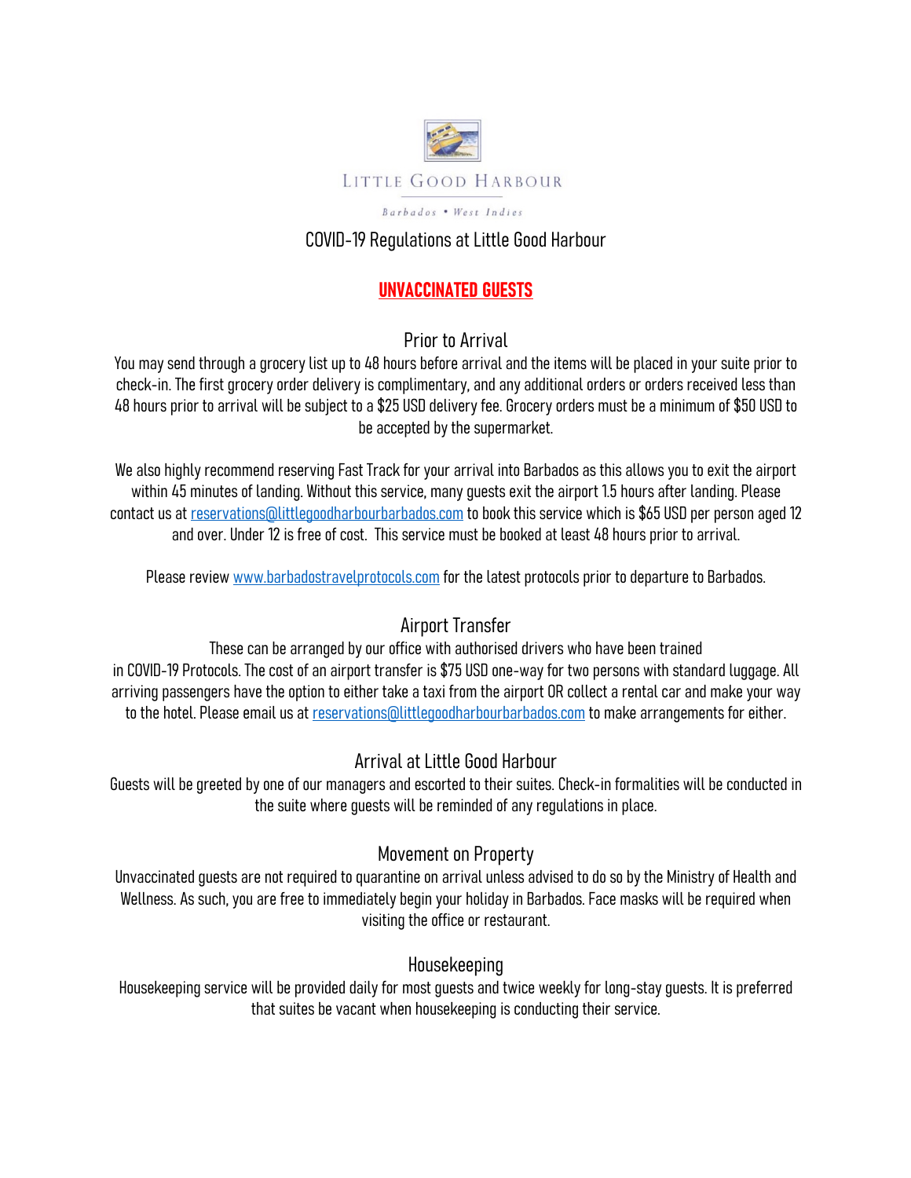LITTLE GOOD HARBOUR

*Barbados • West Indies*

# COVID-19 Regulations at Little Good Harbour

## **UNVACCINATED GUESTS**

### Prior to Arrival

You may send through a grocery list up to 48 hours before arrival and the items will be placed in your suite prior to check-in. The first grocery order delivery is complimentary, and any additional orders or orders received less than 48 hours prior to arrival will be subject to a $25 USD delivery fee. Grocery orders must be a minimum of $50 USD to be accepted by the supermarket.

We also highly recommend reserving Fast Track for your arrival into Barbados as this allows you to exit the airport within 45 minutes of landing. Without this service, many guests exit the airport 1.5 hours after landing. Please contact us at reservations@littlegoodharbourbarbados.com to book this service which is $65 USD per person aged 12 and over. Under 12 is free of cost. This service must be booked at least 48 hours prior to arrival.

Please review www.barbadostravelprotocols.com for the latest protocols prior to departure to Barbados.

### Airport Transfer

These can be arranged by our office with authorised drivers who have been trained in COVID-19 Protocols. The cost of an airport transfer is $75 USD one-way for two persons with standard luggage. All arriving passengers have the option to either take a taxi from the airport OR collect a rental car and make your way to the hotel. Please email us at reservations@littlegoodharbourbarbados.com to make arrangements for either.

### Arrival at Little Good Harbour

Guests will be greeted by one of our managers and escorted to their suites. Check-in formalities will be conducted in the suite where guests will be reminded of any regulations in place.

### Movement on Property

Unvaccinated guests are not required to quarantine on arrival unless advised to do so by the Ministry of Health and Wellness. As such, you are free to immediately begin your holiday in Barbados. Face masks will be required when visiting the office or restaurant.

### Housekeeping

Housekeeping service will be provided daily for most guests and twice weekly for long-stay guests. It is preferred that suites be vacant when housekeeping is conducting their service.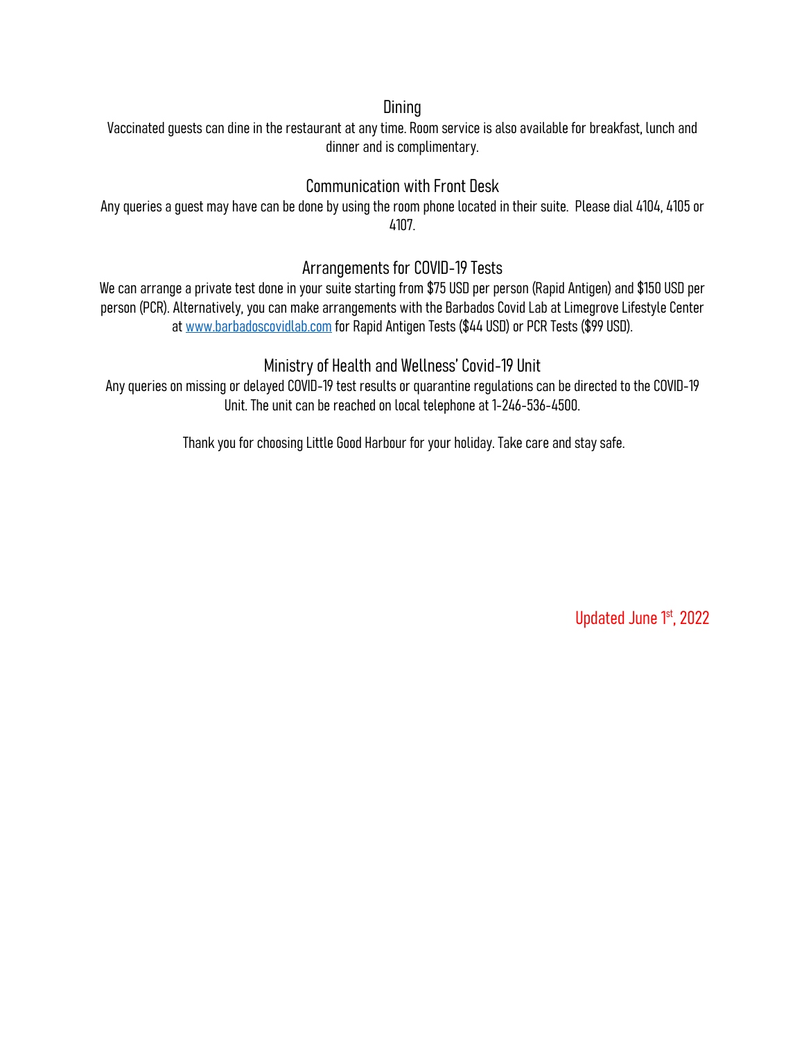## Dining

Vaccinated guests can dine in the restaurant at any time. Room service is also available for breakfast, lunch and dinner and is complimentary.

## Communication with Front Desk

Any queries a guest may have can be done by using the room phone located in their suite. Please dial 4104, 4105 or 4107.

## Arrangements for COVID-19 Tests

We can arrange a private test done in your suite starting from $75 USD per person (Rapid Antigen) and $150 USD per person (PCR). Alternatively, you can make arrangements with the Barbados Covid Lab at Limegrove Lifestyle Center at [www.barbadoscovidlab.com](http://www.barbadoscovidlab.com) for Rapid Antigen Tests ($44 USD) or PCR Tests ($99 USD).

## Ministry of Health and Wellness' Covid-19 Unit

Any queries on missing or delayed COVID-19 test results or quarantine regulations can be directed to the COVID-19 Unit. The unit can be reached on local telephone at 1-246-536-4500.

Thank you for choosing Little Good Harbour for your holiday. Take care and stay safe.

Updated June 1st, 2022